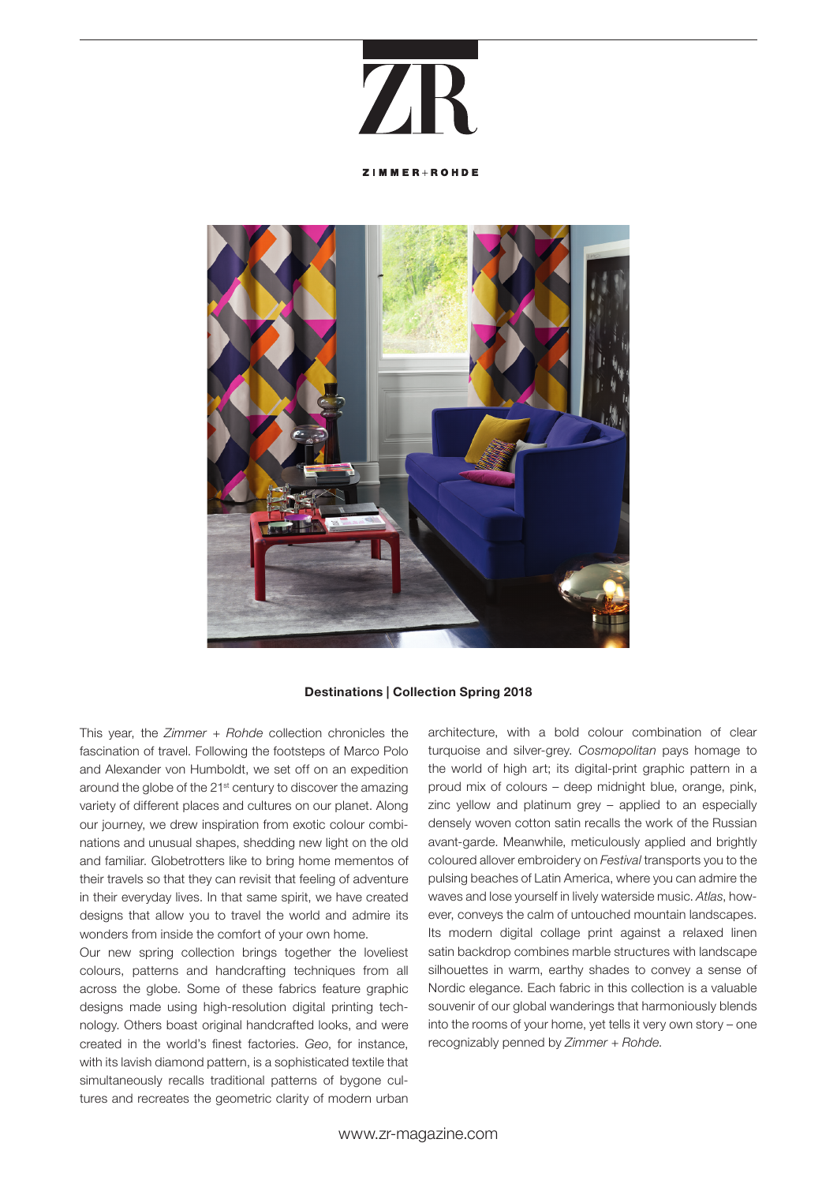ZR

ZIMMER+ROHDE

**Destinations | Collection Spring 2018**

This year, the *Zimmer + Rohde* collection chronicles the fascination of travel. Following the footsteps of Marco Polo and Alexander von Humboldt, we set off on an expedition around the globe of the 21st century to discover the amazing variety of different places and cultures on our planet. Along our journey, we drew inspiration from exotic colour combinations and unusual shapes, shedding new light on the old and familiar. Globetrotters like to bring home mementos of their travels so that they can revisit that feeling of adventure in their everyday lives. In that same spirit, we have created designs that allow you to travel the world and admire its wonders from inside the comfort of your own home.

Our new spring collection brings together the loveliest colours, patterns and handcrafting techniques from all across the globe. Some of these fabrics feature graphic designs made using high-resolution digital printing technology. Others boast original handcrafted looks, and were created in the world's finest factories. *Geo*, for instance, with its lavish diamond pattern, is a sophisticated textile that simultaneously recalls traditional patterns of bygone cultures and recreates the geometric clarity of modern urban architecture, with a bold colour combination of clear turquoise and silver-grey. *Cosmopolitan* pays homage to the world of high art; its digital-print graphic pattern in a proud mix of colours – deep midnight blue, orange, pink, zinc yellow and platinum grey – applied to an especially densely woven cotton satin recalls the work of the Russian avant-garde. Meanwhile, meticulously applied and brightly coloured allover embroidery on *Festival* transports you to the pulsing beaches of Latin America, where you can admire the waves and lose yourself in lively waterside music. *Atlas*, however, conveys the calm of untouched mountain landscapes. Its modern digital collage print against a relaxed linen satin backdrop combines marble structures with landscape silhouettes in warm, earthy shades to convey a sense of Nordic elegance. Each fabric in this collection is a valuable souvenir of our global wanderings that harmoniously blends into the rooms of your home, yet tells it very own story – one recognizably penned by *Zimmer + Rohde*.

www.zr-magazine.com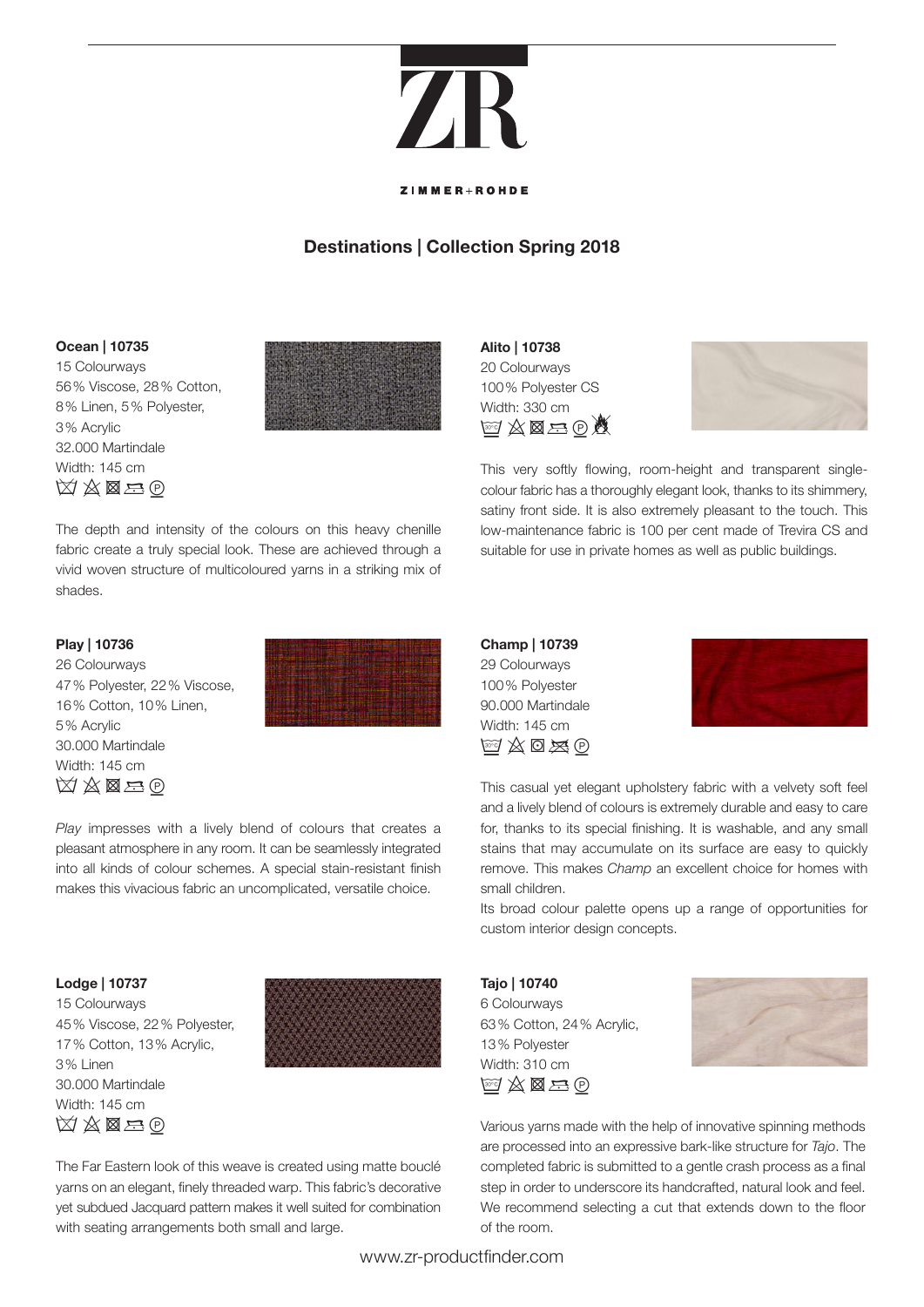ZIMMER+ROHDE

# Destinations | Collection Spring 2018

### Ocean | 10735

15 Colourways
56% Viscose, 28% Cotton, 8% Linen, 5% Polyester, 3% Acrylic
32.000 Martindale
Width: 145 cm

The depth and intensity of the colours on this heavy chenille fabric create a truly special look. These are achieved through a vivid woven structure of multicoloured yarns in a striking mix of shades.

### Play | 10736

26 Colourways
47% Polyester, 22% Viscose, 16% Cotton, 10% Linen, 5% Acrylic
30.000 Martindale
Width: 145 cm

*Play* impresses with a lively blend of colours that creates a pleasant atmosphere in any room. It can be seamlessly integrated into all kinds of colour schemes. A special stain-resistant finish makes this vivacious fabric an uncomplicated, versatile choice.

### Lodge | 10737

15 Colourways
45% Viscose, 22% Polyester, 17% Cotton, 13% Acrylic, 3% Linen
30.000 Martindale
Width: 145 cm

The Far Eastern look of this weave is created using matte bouclé yarns on an elegant, finely threaded warp. This fabric's decorative yet subdued Jacquard pattern makes it well suited for combination with seating arrangements both small and large.

### Alito | 10738

20 Colourways
100% Polyester CS
Width: 330 cm

This very softly flowing, room-height and transparent single-colour fabric has a thoroughly elegant look, thanks to its shimmery, satiny front side. It is also extremely pleasant to the touch. This low-maintenance fabric is 100 per cent made of Trevira CS and suitable for use in private homes as well as public buildings.

### Champ | 10739

29 Colourways
100% Polyester
90.000 Martindale
Width: 145 cm

This casual yet elegant upholstery fabric with a velvety soft feel and a lively blend of colours is extremely durable and easy to care for, thanks to its special finishing. It is washable, and any small stains that may accumulate on its surface are easy to quickly remove. This makes *Champ* an excellent choice for homes with small children.

Its broad colour palette opens up a range of opportunities for custom interior design concepts.

### Tajo | 10740

6 Colourways
63% Cotton, 24% Acrylic, 13% Polyester
Width: 310 cm

Various yarns made with the help of innovative spinning methods are processed into an expressive bark-like structure for *Tajo*. The completed fabric is submitted to a gentle crash process as a final step in order to underscore its handcrafted, natural look and feel. We recommend selecting a cut that extends down to the floor of the room.

www.zr-productfinder.com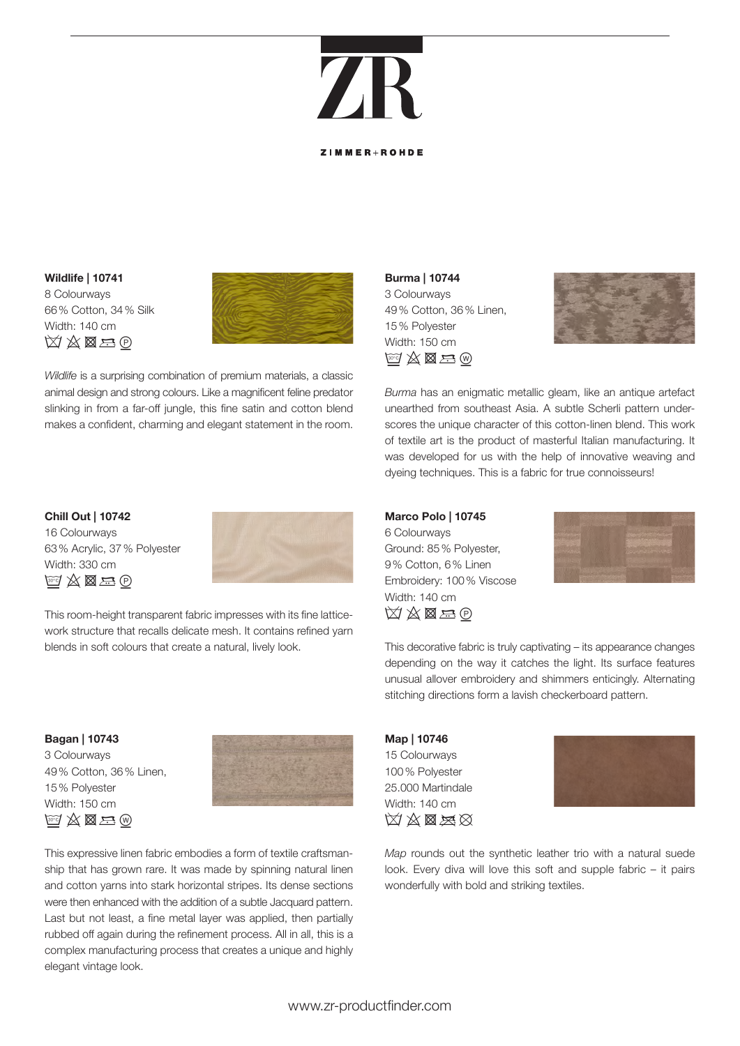ZR

ZIMMER+ROHDE

**Wildlife | 10741**
8 Colourways
66 % Cotton, 34 % Silk
Width: 140 cm

*Wildlife* is a surprising combination of premium materials, a classic animal design and strong colours. Like a magnificent feline predator slinking in from a far-off jungle, this fine satin and cotton blend makes a confident, charming and elegant statement in the room.

**Chill Out | 10742**
16 Colourways
63 % Acrylic, 37 % Polyester
Width: 330 cm

This room-height transparent fabric impresses with its fine lattice-work structure that recalls delicate mesh. It contains refined yarn blends in soft colours that create a natural, lively look.

**Bagan | 10743**
3 Colourways
49 % Cotton, 36 % Linen,
15 % Polyester
Width: 150 cm

This expressive linen fabric embodies a form of textile craftsmanship that has grown rare. It was made by spinning natural linen and cotton yarns into stark horizontal stripes. Its dense sections were then enhanced with the addition of a subtle Jacquard pattern. Last but not least, a fine metal layer was applied, then partially rubbed off again during the refinement process. All in all, this is a complex manufacturing process that creates a unique and highly elegant vintage look.

**Burma | 10744**
3 Colourways
49 % Cotton, 36 % Linen,
15 % Polyester
Width: 150 cm

*Burma* has an enigmatic metallic gleam, like an antique artefact unearthed from southeast Asia. A subtle Scherli pattern underscores the unique character of this cotton-linen blend. This work of textile art is the product of masterful Italian manufacturing. It was developed for us with the help of innovative weaving and dyeing techniques. This is a fabric for true connoisseurs!

**Marco Polo | 10745**
6 Colourways
Ground: 85 % Polyester,
9 % Cotton, 6 % Linen
Embroidery: 100 % Viscose
Width: 140 cm

This decorative fabric is truly captivating – its appearance changes depending on the way it catches the light. Its surface features unusual allover embroidery and shimmers enticingly. Alternating stitching directions form a lavish checkerboard pattern.

**Map | 10746**
15 Colourways
100 % Polyester
25.000 Martindale
Width: 140 cm

*Map* rounds out the synthetic leather trio with a natural suede look. Every diva will love this soft and supple fabric – it pairs wonderfully with bold and striking textiles.

www.zr-productfinder.com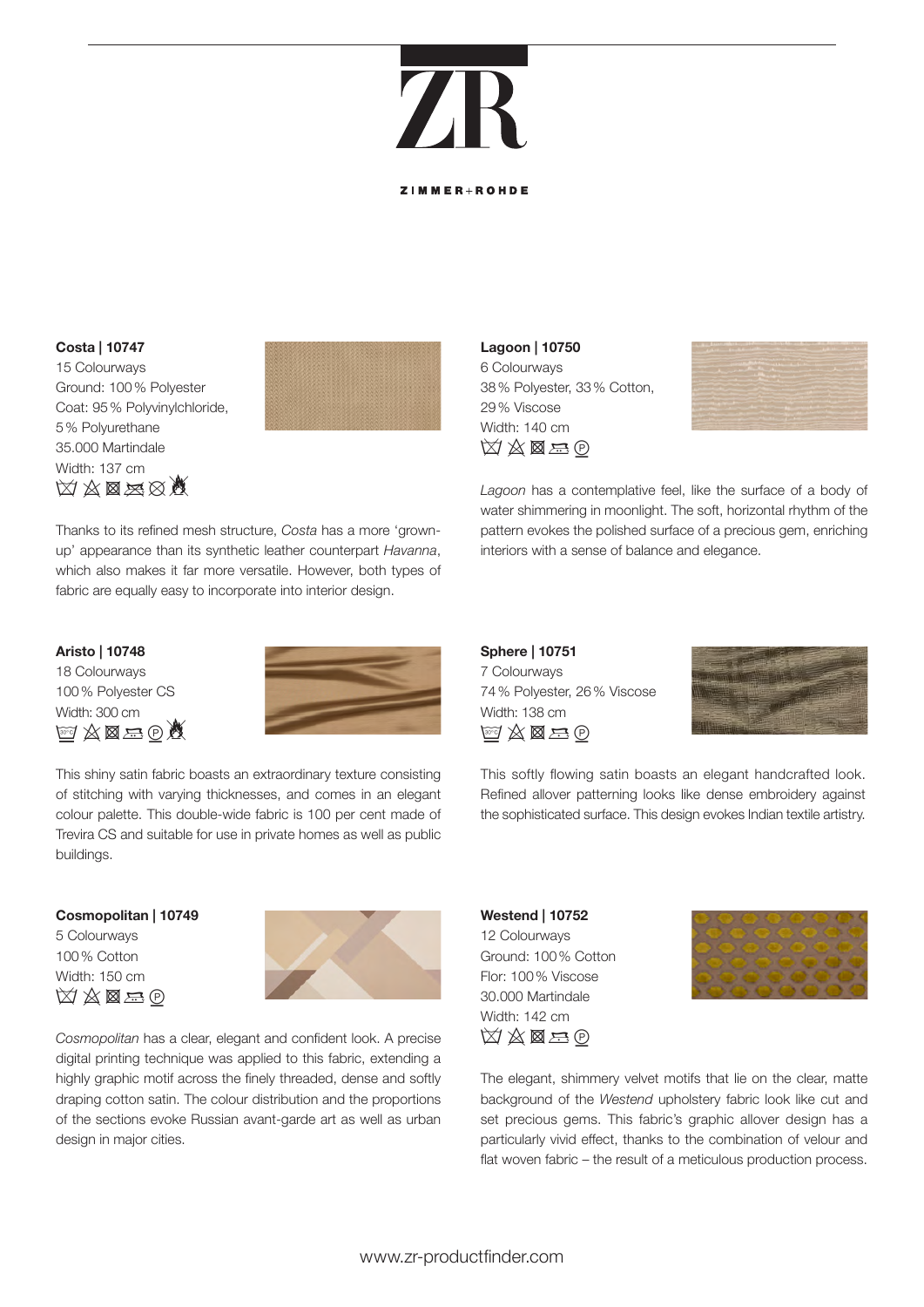ZIMMER+ROHDE

**Costa | 10747**
15 Colourways
Ground: 100 % Polyester
Coat: 95 % Polyvinylchloride,
5 % Polyurethane
35.000 Martindale
Width: 137 cm

Thanks to its refined mesh structure, *Costa* has a more 'grown-up' appearance than its synthetic leather counterpart *Havanna*, which also makes it far more versatile. However, both types of fabric are equally easy to incorporate into interior design.

**Lagoon | 10750**
6 Colourways
38 % Polyester, 33 % Cotton,
29 % Viscose
Width: 140 cm

*Lagoon* has a contemplative feel, like the surface of a body of water shimmering in moonlight. The soft, horizontal rhythm of the pattern evokes the polished surface of a precious gem, enriching interiors with a sense of balance and elegance.

**Aristo | 10748**
18 Colourways
100 % Polyester CS
Width: 300 cm

This shiny satin fabric boasts an extraordinary texture consisting of stitching with varying thicknesses, and comes in an elegant colour palette. This double-wide fabric is 100 per cent made of Trevira CS and suitable for use in private homes as well as public buildings.

**Sphere | 10751**
7 Colourways
74 % Polyester, 26 % Viscose
Width: 138 cm

This softly flowing satin boasts an elegant handcrafted look. Refined allover patterning looks like dense embroidery against the sophisticated surface. This design evokes Indian textile artistry.

**Cosmopolitan | 10749**
5 Colourways
100 % Cotton
Width: 150 cm

*Cosmopolitan* has a clear, elegant and confident look. A precise digital printing technique was applied to this fabric, extending a highly graphic motif across the finely threaded, dense and softly draping cotton satin. The colour distribution and the proportions of the sections evoke Russian avant-garde art as well as urban design in major cities.

**Westend | 10752**
12 Colourways
Ground: 100 % Cotton
Flor: 100 % Viscose
30.000 Martindale
Width: 142 cm

The elegant, shimmery velvet motifs that lie on the clear, matte background of the *Westend* upholstery fabric look like cut and set precious gems. This fabric's graphic allover design has a particularly vivid effect, thanks to the combination of velour and flat woven fabric – the result of a meticulous production process.

www.zr-productfinder.com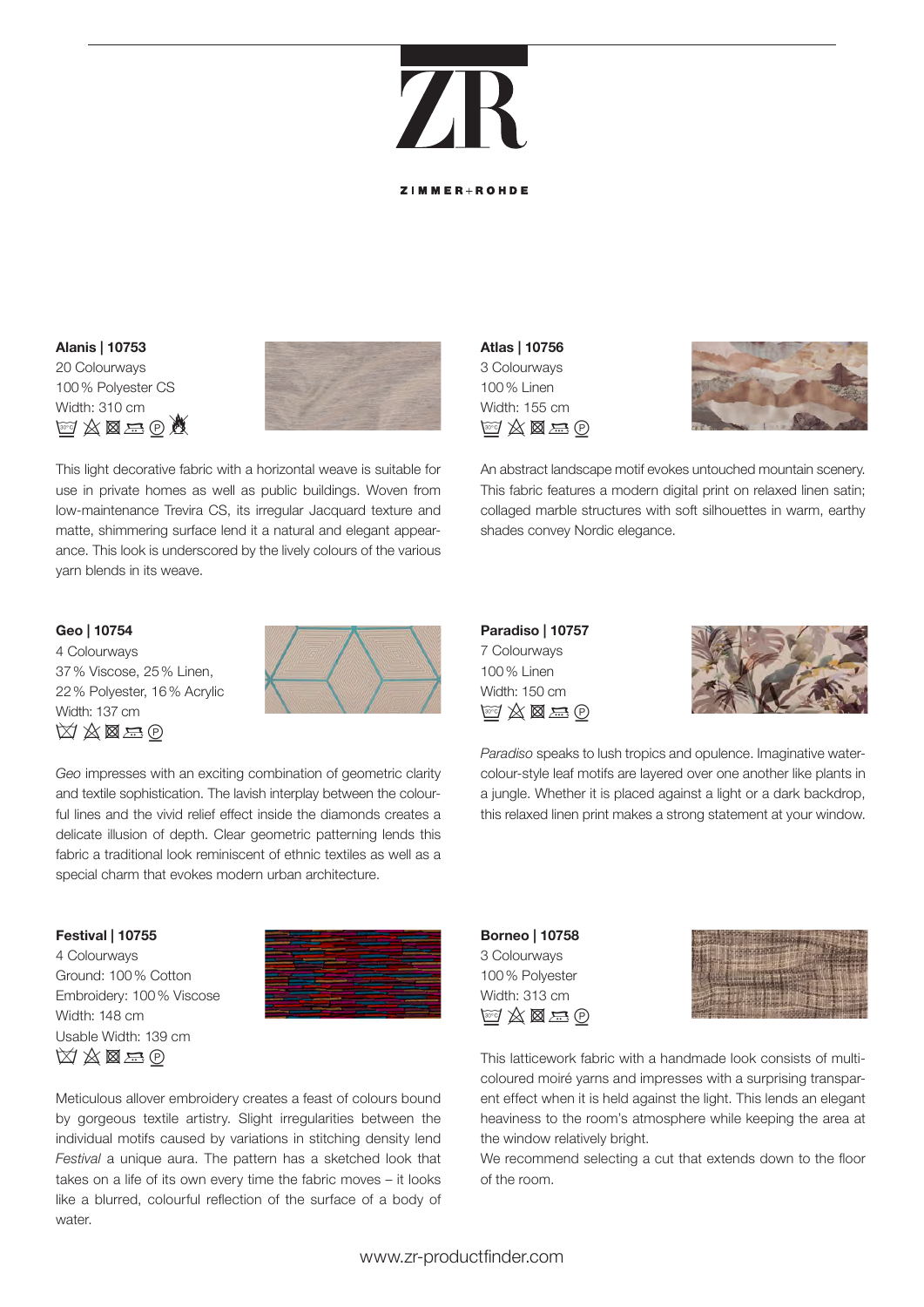ZR

ZIMMER+ROHDE

**Alanis | 10753**
20 Colourways
100 % Polyester CS
Width: 310 cm

This light decorative fabric with a horizontal weave is suitable for use in private homes as well as public buildings. Woven from low-maintenance Trevira CS, its irregular Jacquard texture and matte, shimmering surface lend it a natural and elegant appearance. This look is underscored by the lively colours of the various yarn blends in its weave.

**Atlas | 10756**
3 Colourways
100 % Linen
Width: 155 cm

An abstract landscape motif evokes untouched mountain scenery. This fabric features a modern digital print on relaxed linen satin; collaged marble structures with soft silhouettes in warm, earthy shades convey Nordic elegance.

**Geo | 10754**
4 Colourways
37 % Viscose, 25 % Linen,
22 % Polyester, 16 % Acrylic
Width: 137 cm

*Geo* impresses with an exciting combination of geometric clarity and textile sophistication. The lavish interplay between the colourful lines and the vivid relief effect inside the diamonds creates a delicate illusion of depth. Clear geometric patterning lends this fabric a traditional look reminiscent of ethnic textiles as well as a special charm that evokes modern urban architecture.

**Paradiso | 10757**
7 Colourways
100 % Linen
Width: 150 cm

*Paradiso* speaks to lush tropics and opulence. Imaginative watercolour-style leaf motifs are layered over one another like plants in a jungle. Whether it is placed against a light or a dark backdrop, this relaxed linen print makes a strong statement at your window.

**Festival | 10755**
4 Colourways
Ground: 100 % Cotton
Embroidery: 100 % Viscose
Width: 148 cm
Usable Width: 139 cm

Meticulous allover embroidery creates a feast of colours bound by gorgeous textile artistry. Slight irregularities between the individual motifs caused by variations in stitching density lend *Festival* a unique aura. The pattern has a sketched look that takes on a life of its own every time the fabric moves – it looks like a blurred, colourful reflection of the surface of a body of water.

**Borneo | 10758**
3 Colourways
100 % Polyester
Width: 313 cm

This latticework fabric with a handmade look consists of multicoloured moiré yarns and impresses with a surprising transparent effect when it is held against the light. This lends an elegant heaviness to the room's atmosphere while keeping the area at the window relatively bright.
We recommend selecting a cut that extends down to the floor of the room.

www.zr-productfinder.com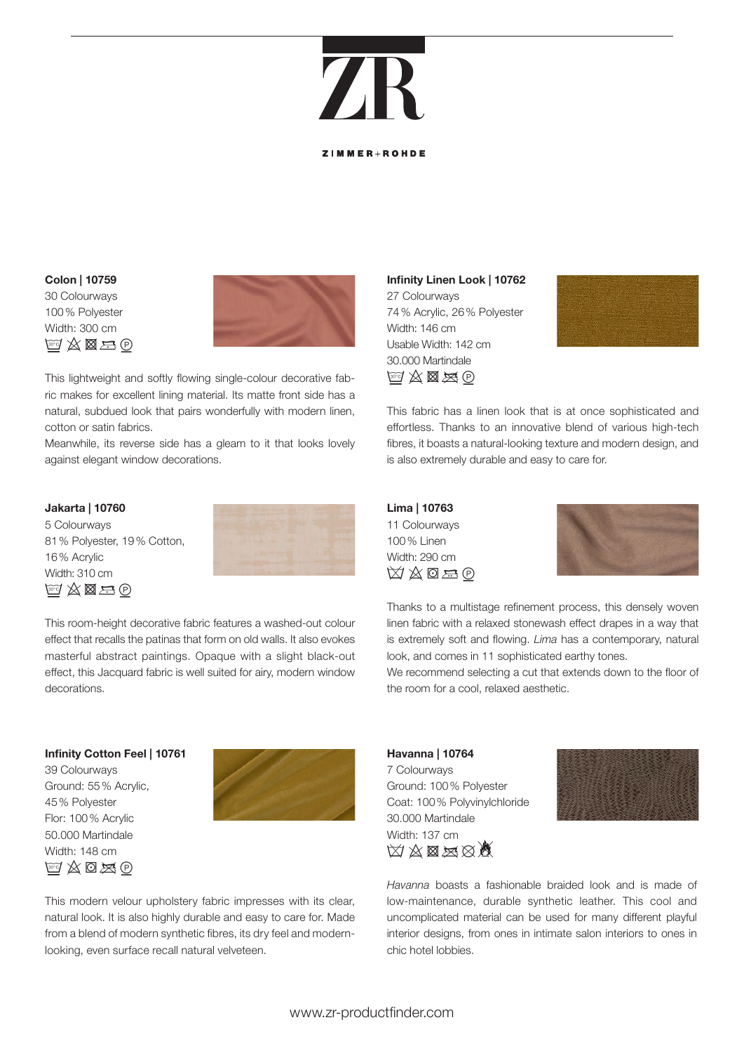# ZR

ZIMMER+ROHDE

**Colon | 10759**
30 Colourways
100 % Polyester
Width: 300 cm

This lightweight and softly flowing single-colour decorative fabric makes for excellent lining material. Its matte front side has a natural, subdued look that pairs wonderfully with modern linen, cotton or satin fabrics.
Meanwhile, its reverse side has a gleam to it that looks lovely against elegant window decorations.

**Jakarta | 10760**
5 Colourways
81 % Polyester, 19 % Cotton,
16 % Acrylic
Width: 310 cm

This room-height decorative fabric features a washed-out colour effect that recalls the patinas that form on old walls. It also evokes masterful abstract paintings. Opaque with a slight black-out effect, this Jacquard fabric is well suited for airy, modern window decorations.

**Infinity Cotton Feel | 10761**
39 Colourways
Ground: 55 % Acrylic,
45 % Polyester
Flor: 100 % Acrylic
50.000 Martindale
Width: 148 cm

This modern velour upholstery fabric impresses with its clear, natural look. It is also highly durable and easy to care for. Made from a blend of modern synthetic fibres, its dry feel and modern-looking, even surface recall natural velveteen.

**Infinity Linen Look | 10762**
27 Colourways
74 % Acrylic, 26 % Polyester
Width: 146 cm
Usable Width: 142 cm
30.000 Martindale

This fabric has a linen look that is at once sophisticated and effortless. Thanks to an innovative blend of various high-tech fibres, it boasts a natural-looking texture and modern design, and is also extremely durable and easy to care for.

**Lima | 10763**
11 Colourways
100 % Linen
Width: 290 cm

Thanks to a multistage refinement process, this densely woven linen fabric with a relaxed stonewash effect drapes in a way that is extremely soft and flowing. *Lima* has a contemporary, natural look, and comes in 11 sophisticated earthy tones.
We recommend selecting a cut that extends down to the floor of the room for a cool, relaxed aesthetic.

**Havanna | 10764**
7 Colourways
Ground: 100 % Polyester
Coat: 100 % Polyvinylchloride
30.000 Martindale
Width: 137 cm

*Havanna* boasts a fashionable braided look and is made of low-maintenance, durable synthetic leather. This cool and uncomplicated material can be used for many different playful interior designs, from ones in intimate salon interiors to ones in chic hotel lobbies.

www.zr-productfinder.com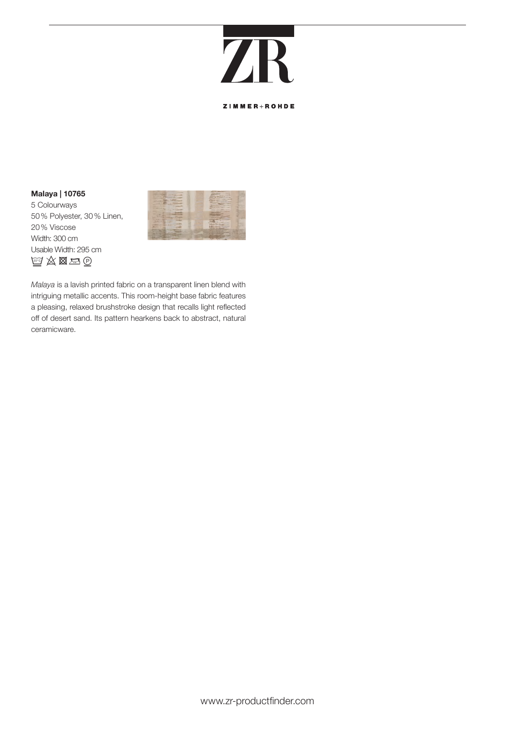ZIMMER+ROHDE

**Malaya | 10765**

5 Colourways
50 % Polyester, 30 % Linen,
20 % Viscose
Width: 300 cm
Usable Width: 295 cm

*Malaya* is a lavish printed fabric on a transparent linen blend with intriguing metallic accents. This room-height base fabric features a pleasing, relaxed brushstroke design that recalls light reflected off of desert sand. Its pattern hearkens back to abstract, natural ceramicware.

www.zr-productfinder.com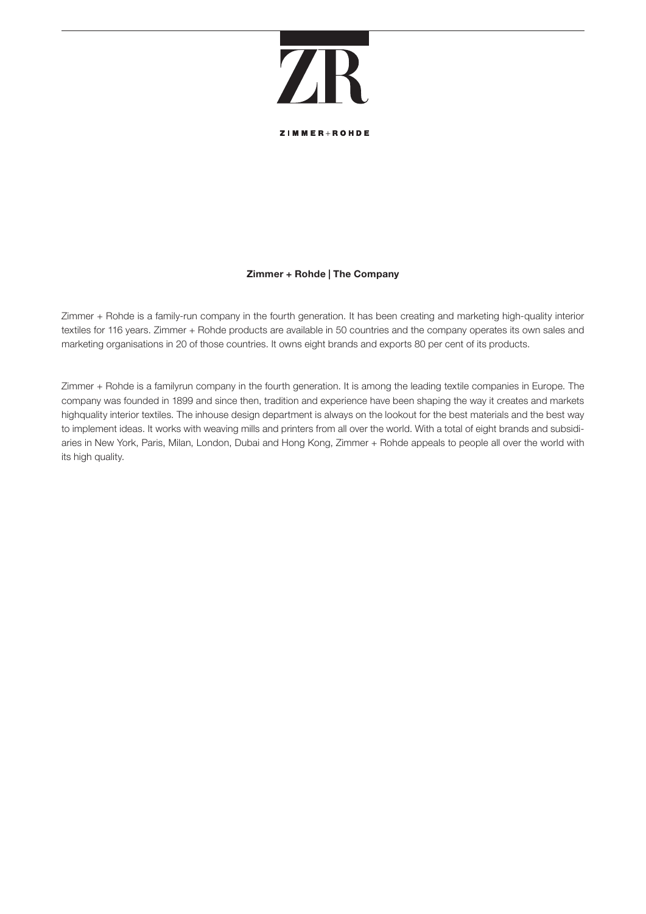ZR

ZIMMER+ROHDE

**Zimmer + Rohde | The Company**

Zimmer + Rohde is a family-run company in the fourth generation. It has been creating and marketing high-quality interior textiles for 116 years. Zimmer + Rohde products are available in 50 countries and the company operates its own sales and marketing organisations in 20 of those countries. It owns eight brands and exports 80 per cent of its products.

Zimmer + Rohde is a familyrun company in the fourth generation. It is among the leading textile companies in Europe. The company was founded in 1899 and since then, tradition and experience have been shaping the way it creates and markets highquality interior textiles. The inhouse design department is always on the lookout for the best materials and the best way to implement ideas. It works with weaving mills and printers from all over the world. With a total of eight brands and subsidiaries in New York, Paris, Milan, London, Dubai and Hong Kong, Zimmer + Rohde appeals to people all over the world with its high quality.